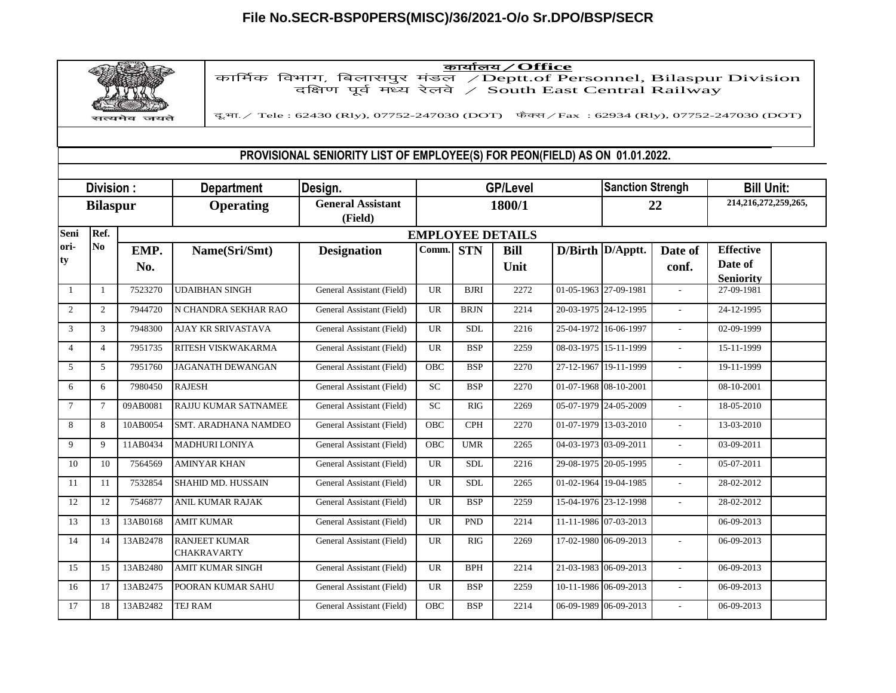**File No.SECR-BSP0PERS(MISC)/36/2021-O/o Sr.DPO/BSP/SECR**

कार्यालय / Office
कार्मिक विभाग, बिलासपुर मंडल / Deptt.of Personnel, Bilaspur Division
दक्षिण पूर्व मध्य रेलवे / South East Central Railway

सत्यमेव जयते

दू.भा. / Tele : 62430 (Rly), 07752-247030 (DOT) फैक्स / Fax : 62934 (Rly), 07752-247030 (DOT)

## PROVISIONAL SENIORITY LIST OF EMPLOYEE(S) FOR PEON(FIELD) AS ON 01.01.2022.

| Division : | Department | Design. | GP/Level | Sanction Strengh | Bill Unit: |
|---|---|---|---|---|---|
| Bilaspur | Operating | General Assistant (Field) | 1800/1 | 22 | 214,216,272,259,265, |

| Seniority | Ref. No | EMP. No. | Name(Sri/Smt) | Designation | Comm. | STN | Bill Unit | D/Birth | D/Apptt. | Date of conf. | Effective Date of Seniority | |
|---|---|---|---|---|---|---|---|---|---|---|---|---|
| 1 | 1 | 7523270 | UDAIBHAN SINGH | General Assistant (Field) | UR | BJRI | 2272 | 01-05-1963 | 27-09-1981 | - | 27-09-1981 | |
| 2 | 2 | 7944720 | N CHANDRA SEKHAR RAO | General Assistant (Field) | UR | BRJN | 2214 | 20-03-1975 | 24-12-1995 | - | 24-12-1995 | |
| 3 | 3 | 7948300 | AJAY KR SRIVASTAVA | General Assistant (Field) | UR | SDL | 2216 | 25-04-1972 | 16-06-1997 | - | 02-09-1999 | |
| 4 | 4 | 7951735 | RITESH VISKWAKARMA | General Assistant (Field) | UR | BSP | 2259 | 08-03-1975 | 15-11-1999 | - | 15-11-1999 | |
| 5 | 5 | 7951760 | JAGANATH DEWANGAN | General Assistant (Field) | OBC | BSP | 2270 | 27-12-1967 | 19-11-1999 | - | 19-11-1999 | |
| 6 | 6 | 7980450 | RAJESH | General Assistant (Field) | SC | BSP | 2270 | 01-07-1968 | 08-10-2001 | | 08-10-2001 | |
| 7 | 7 | 09AB0081 | RAJJU KUMAR SATNAMEE | General Assistant (Field) | SC | RIG | 2269 | 05-07-1979 | 24-05-2009 | - | 18-05-2010 | |
| 8 | 8 | 10AB0054 | SMT. ARADHANA NAMDEO | General Assistant (Field) | OBC | CPH | 2270 | 01-07-1979 | 13-03-2010 | - | 13-03-2010 | |
| 9 | 9 | 11AB0434 | MADHURI LONIYA | General Assistant (Field) | OBC | UMR | 2265 | 04-03-1973 | 03-09-2011 | - | 03-09-2011 | |
| 10 | 10 | 7564569 | AMINYAR KHAN | General Assistant (Field) | UR | SDL | 2216 | 29-08-1975 | 20-05-1995 | - | 05-07-2011 | |
| 11 | 11 | 7532854 | SHAHID MD. HUSSAIN | General Assistant (Field) | UR | SDL | 2265 | 01-02-1964 | 19-04-1985 | - | 28-02-2012 | |
| 12 | 12 | 7546877 | ANIL KUMAR RAJAK | General Assistant (Field) | UR | BSP | 2259 | 15-04-1976 | 23-12-1998 | - | 28-02-2012 | |
| 13 | 13 | 13AB0168 | AMIT KUMAR | General Assistant (Field) | UR | PND | 2214 | 11-11-1986 | 07-03-2013 | | 06-09-2013 | |
| 14 | 14 | 13AB2478 | RANJEET KUMAR CHAKRAVARTY | General Assistant (Field) | UR | RIG | 2269 | 17-02-1980 | 06-09-2013 | - | 06-09-2013 | |
| 15 | 15 | 13AB2480 | AMIT KUMAR SINGH | General Assistant (Field) | UR | BPH | 2214 | 21-03-1983 | 06-09-2013 | - | 06-09-2013 | |
| 16 | 17 | 13AB2475 | POORAN KUMAR SAHU | General Assistant (Field) | UR | BSP | 2259 | 10-11-1986 | 06-09-2013 | - | 06-09-2013 | |
| 17 | 18 | 13AB2482 | TEJ RAM | General Assistant (Field) | OBC | BSP | 2214 | 06-09-1989 | 06-09-2013 | - | 06-09-2013 | |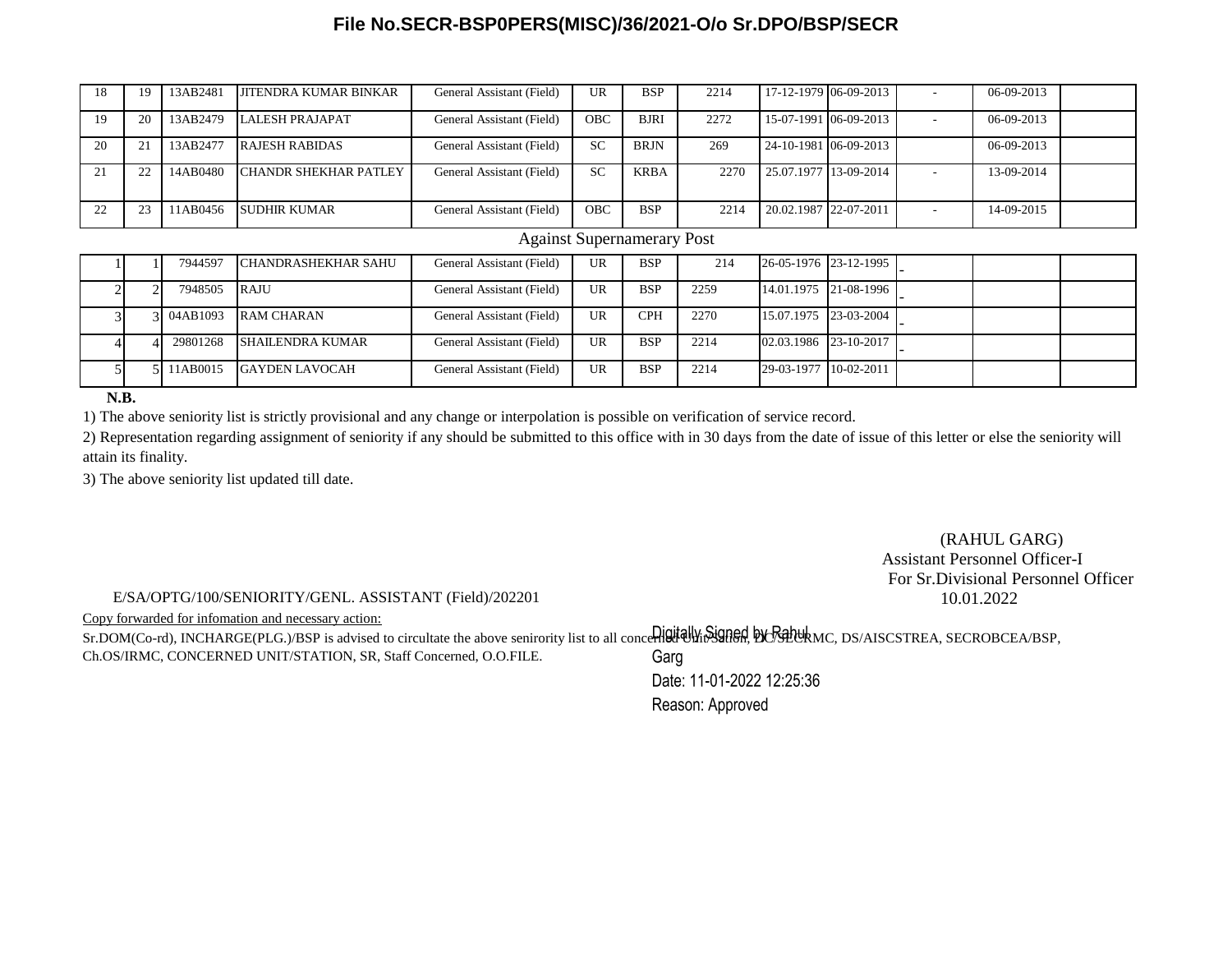**File No.SECR-BSP0PERS(MISC)/36/2021-O/o Sr.DPO/BSP/SECR**

| | | | | | | | | | | | | |
|---|---|---|---|---|---|---|---|---|---|---|---|---|
| 18 | 19 | 13AB2481 | JITENDRA KUMAR BINKAR | General Assistant (Field) | UR | BSP | 2214 | 17-12-1979 | 06-09-2013 | - | 06-09-2013 | |
| 19 | 20 | 13AB2479 | LALESH PRAJAPAT | General Assistant (Field) | OBC | BJRI | 2272 | 15-07-1991 | 06-09-2013 | - | 06-09-2013 | |
| 20 | 21 | 13AB2477 | RAJESH RABIDAS | General Assistant (Field) | SC | BRJN | 269 | 24-10-1981 | 06-09-2013 | | 06-09-2013 | |
| 21 | 22 | 14AB0480 | CHANDR SHEKHAR PATLEY | General Assistant (Field) | SC | KRBA | 2270 | 25.07.1977 | 13-09-2014 | - | 13-09-2014 | |
| 22 | 23 | 11AB0456 | SUDHIR KUMAR | General Assistant (Field) | OBC | BSP | 2214 | 20.02.1987 | 22-07-2011 | - | 14-09-2015 | |
| | | | | Against Supernamerary Post | | | | | | | | |
| 1 | 1 | 7944597 | CHANDRASHEKHAR SAHU | General Assistant (Field) | UR | BSP | 214 | 26-05-1976 | 23-12-1995 | - | | |
| 2 | 2 | 7948505 | RAJU | General Assistant (Field) | UR | BSP | 2259 | 14.01.1975 | 21-08-1996 | - | | |
| 3 | 3 | 04AB1093 | RAM CHARAN | General Assistant (Field) | UR | CPH | 2270 | 15.07.1975 | 23-03-2004 | - | | |
| 4 | 4 | 29801268 | SHAILENDRA KUMAR | General Assistant (Field) | UR | BSP | 2214 | 02.03.1986 | 23-10-2017 | - | | |
| 5 | 5 | 11AB0015 | GAYDEN LAVOCAH | General Assistant (Field) | UR | BSP | 2214 | 29-03-1977 | 10-02-2011 | | | |

**N.B.**

1) The above seniority list is strictly provisional and any change or interpolation is possible on verification of service record.

2) Representation regarding assignment of seniority if any should be submitted to this office with in 30 days from the date of issue of this letter or else the seniority will attain its finality.

3) The above seniority list updated till date.

(RAHUL GARG)
Assistant Personnel Officer-I
For Sr.Divisional Personnel Officer
10.01.2022

E/SA/OPTG/100/SENIORITY/GENL. ASSISTANT (Field)/202201

Copy forwarded for infomation and necessary action:

Sr.DOM(Co-rd), INCHARGE(PLG.)/BSP is advised to circultate the above senirority list to all concerned Unit/Station, DC/SECRMC, DS/AISCSTREA, SECROBCEA/BSP, Ch.OS/IRMC, CONCERNED UNIT/STATION, SR, Staff Concerned, O.O.FILE.

Digitally Signed by Rahul Garg
Date: 11-01-2022 12:25:36
Reason: Approved